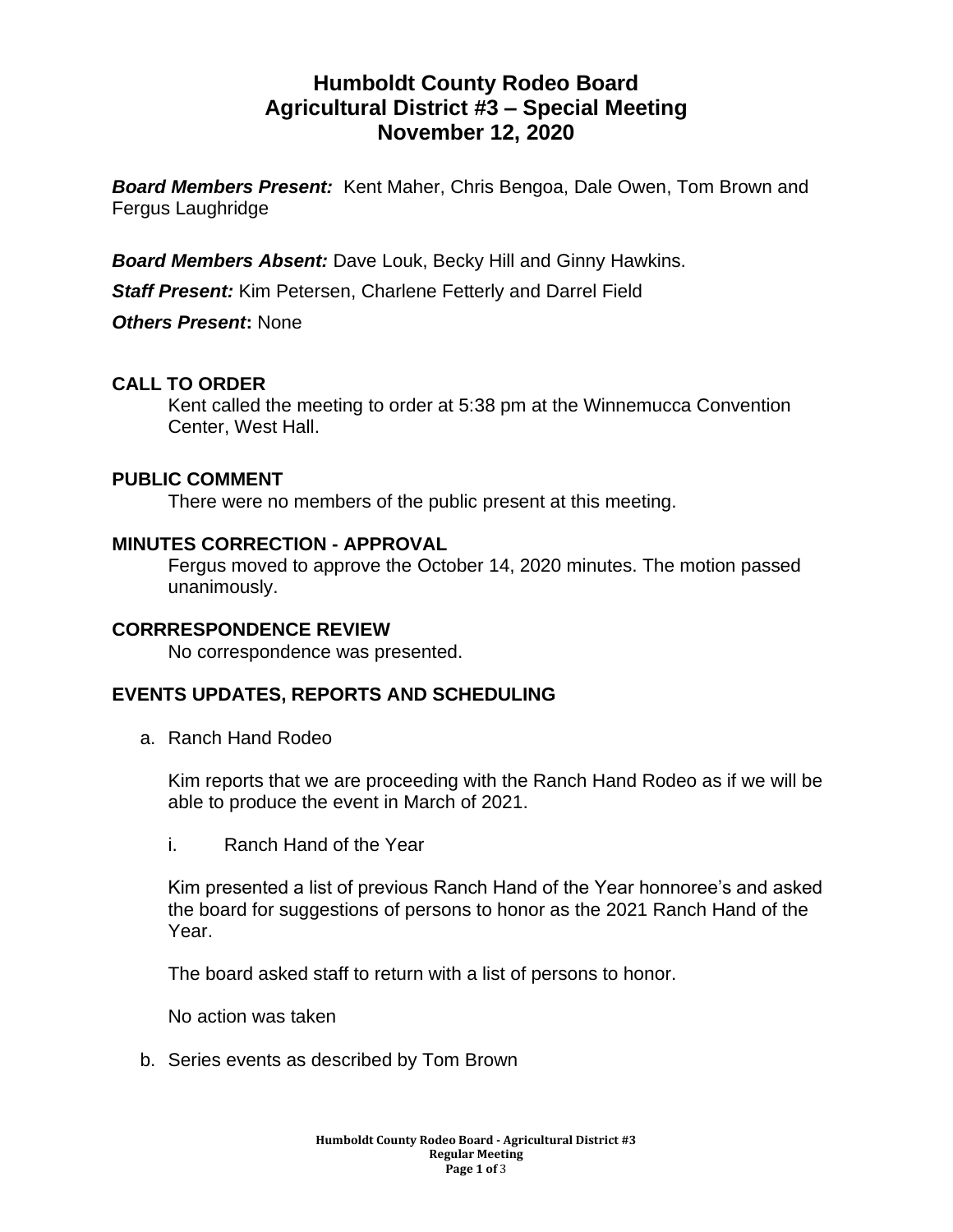# Humboldt County Rodeo Board
# Agricultural District #3 – Special Meeting
# November 12, 2020

***Board Members Present:*** Kent Maher, Chris Bengoa, Dale Owen, Tom Brown and Fergus Laughridge

***Board Members Absent:*** Dave Louk, Becky Hill and Ginny Hawkins.

***Staff Present:*** Kim Petersen, Charlene Fetterly and Darrel Field

***Others Present*:** None

## CALL TO ORDER

Kent called the meeting to order at 5:38 pm at the Winnemucca Convention Center, West Hall.

## PUBLIC COMMENT

There were no members of the public present at this meeting.

## MINUTES CORRECTION - APPROVAL

Fergus moved to approve the October 14, 2020 minutes. The motion passed unanimously.

## CORRRESPONDENCE REVIEW

No correspondence was presented.

## EVENTS UPDATES, REPORTS AND SCHEDULING

a. Ranch Hand Rodeo

Kim reports that we are proceeding with the Ranch Hand Rodeo as if we will be able to produce the event in March of 2021.

i. Ranch Hand of the Year

Kim presented a list of previous Ranch Hand of the Year honnoree's and asked the board for suggestions of persons to honor as the 2021 Ranch Hand of the Year.

The board asked staff to return with a list of persons to honor.

No action was taken

b. Series events as described by Tom Brown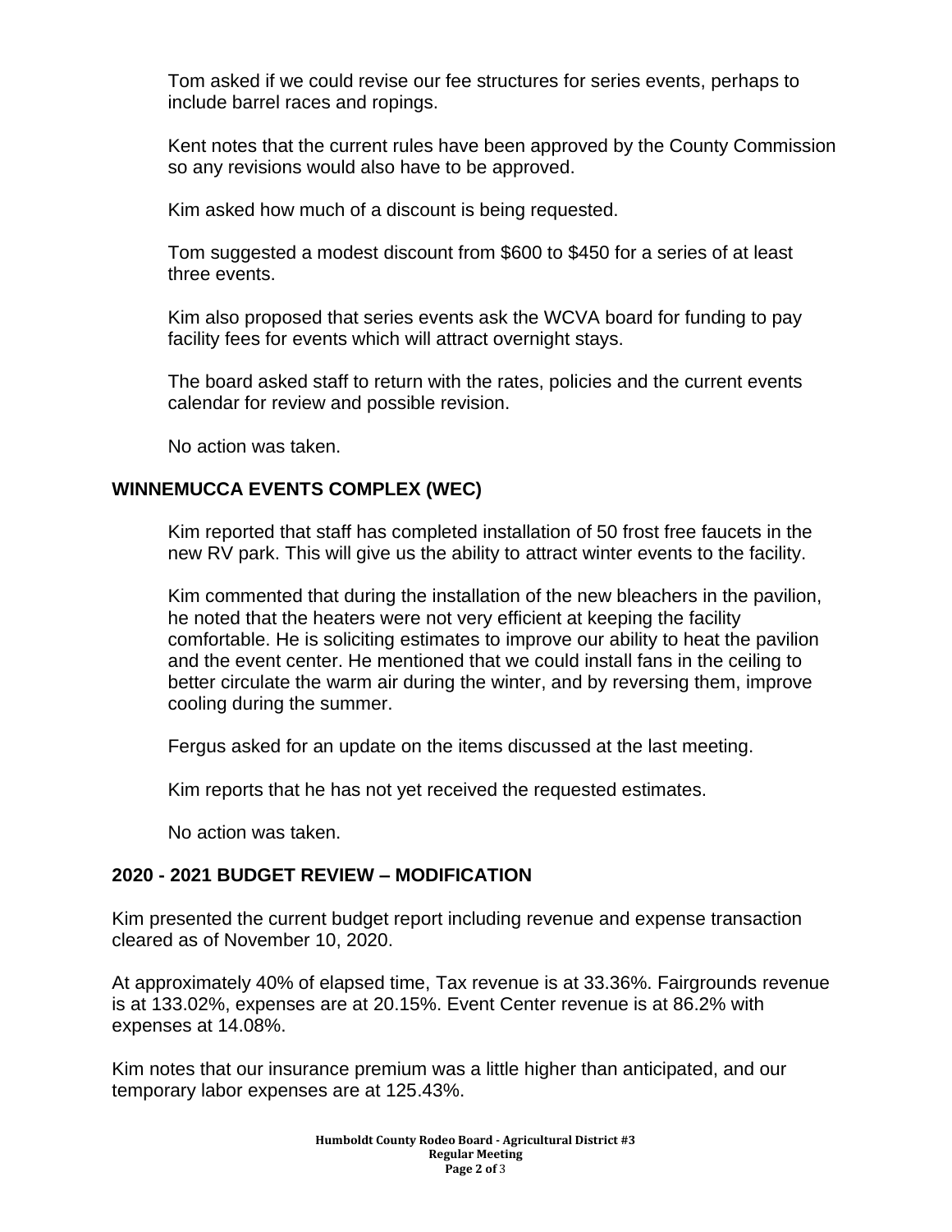Tom asked if we could revise our fee structures for series events, perhaps to include barrel races and ropings.

Kent notes that the current rules have been approved by the County Commission so any revisions would also have to be approved.

Kim asked how much of a discount is being requested.

Tom suggested a modest discount from $600 to $450 for a series of at least three events.

Kim also proposed that series events ask the WCVA board for funding to pay facility fees for events which will attract overnight stays.

The board asked staff to return with the rates, policies and the current events calendar for review and possible revision.

No action was taken.

## WINNEMUCCA EVENTS COMPLEX (WEC)

Kim reported that staff has completed installation of 50 frost free faucets in the new RV park. This will give us the ability to attract winter events to the facility.

Kim commented that during the installation of the new bleachers in the pavilion, he noted that the heaters were not very efficient at keeping the facility comfortable. He is soliciting estimates to improve our ability to heat the pavilion and the event center. He mentioned that we could install fans in the ceiling to better circulate the warm air during the winter, and by reversing them, improve cooling during the summer.

Fergus asked for an update on the items discussed at the last meeting.

Kim reports that he has not yet received the requested estimates.

No action was taken.

## 2020 - 2021 BUDGET REVIEW – MODIFICATION

Kim presented the current budget report including revenue and expense transaction cleared as of November 10, 2020.

At approximately 40% of elapsed time, Tax revenue is at 33.36%. Fairgrounds revenue is at 133.02%, expenses are at 20.15%. Event Center revenue is at 86.2% with expenses at 14.08%.

Kim notes that our insurance premium was a little higher than anticipated, and our temporary labor expenses are at 125.43%.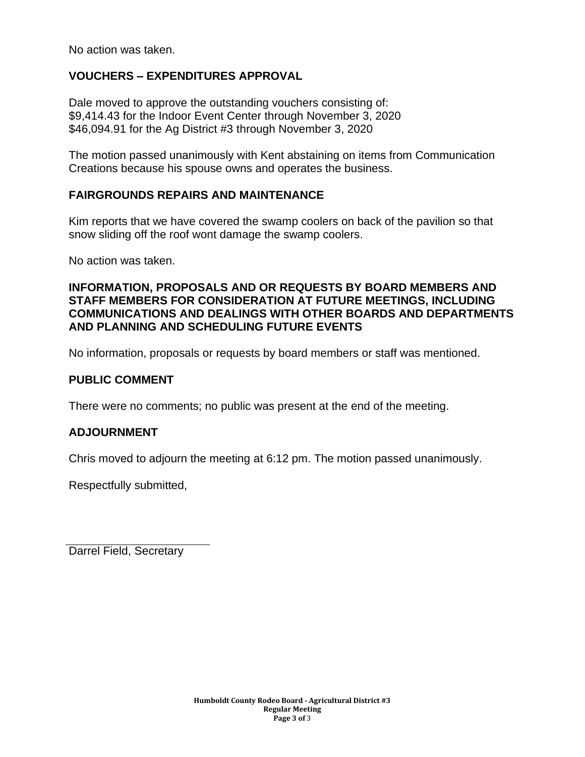No action was taken.

## VOUCHERS – EXPENDITURES APPROVAL

Dale moved to approve the outstanding vouchers consisting of:
$9,414.43 for the Indoor Event Center through November 3, 2020
$46,094.91 for the Ag District #3 through November 3, 2020

The motion passed unanimously with Kent abstaining on items from Communication Creations because his spouse owns and operates the business.

## FAIRGROUNDS REPAIRS AND MAINTENANCE

Kim reports that we have covered the swamp coolers on back of the pavilion so that snow sliding off the roof wont damage the swamp coolers.

No action was taken.

## INFORMATION, PROPOSALS AND OR REQUESTS BY BOARD MEMBERS AND STAFF MEMBERS FOR CONSIDERATION AT FUTURE MEETINGS, INCLUDING COMMUNICATIONS AND DEALINGS WITH OTHER BOARDS AND DEPARTMENTS AND PLANNING AND SCHEDULING FUTURE EVENTS

No information, proposals or requests by board members or staff was mentioned.

## PUBLIC COMMENT

There were no comments; no public was present at the end of the meeting.

## ADJOURNMENT

Chris moved to adjourn the meeting at 6:12 pm. The motion passed unanimously.

Respectfully submitted,

\_\_\_\_\_\_\_\_\_\_\_\_\_\_\_\_\_\_\_\_\_\_\_\_

Darrel Field, Secretary